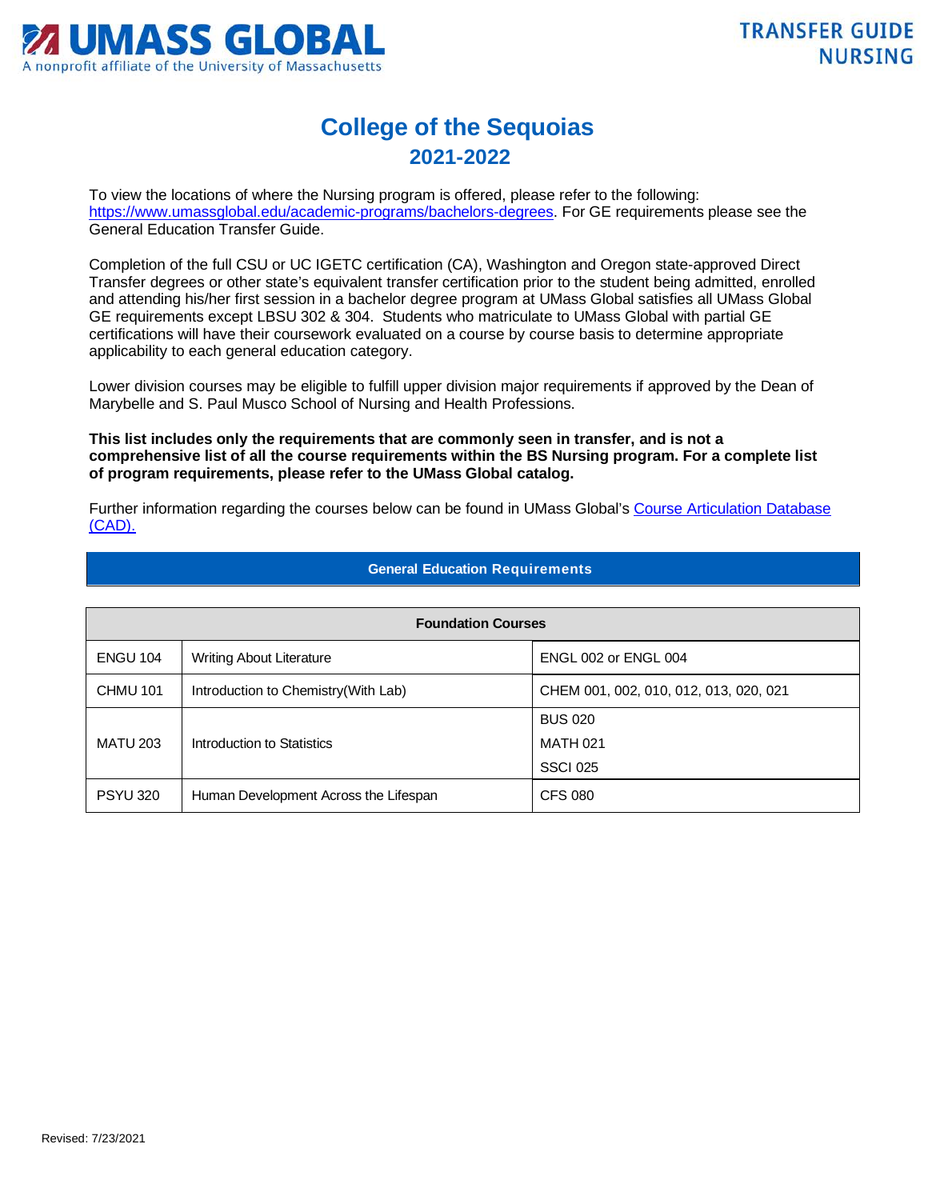UMASS GLOBAL
A nonprofit affiliate of the University of Massachusetts

TRANSFER GUIDE
NURSING

# College of the Sequoias
## 2021-2022

To view the locations of where the Nursing program is offered, please refer to the following: https://www.umassglobal.edu/academic-programs/bachelors-degrees. For GE requirements please see the General Education Transfer Guide.

Completion of the full CSU or UC IGETC certification (CA), Washington and Oregon state-approved Direct Transfer degrees or other state's equivalent transfer certification prior to the student being admitted, enrolled and attending his/her first session in a bachelor degree program at UMass Global satisfies all UMass Global GE requirements except LBSU 302 & 304. Students who matriculate to UMass Global with partial GE certifications will have their coursework evaluated on a course by course basis to determine appropriate applicability to each general education category.

Lower division courses may be eligible to fulfill upper division major requirements if approved by the Dean of Marybelle and S. Paul Musco School of Nursing and Health Professions.

**This list includes only the requirements that are commonly seen in transfer, and is not a comprehensive list of all the course requirements within the BS Nursing program. For a complete list of program requirements, please refer to the UMass Global catalog.**

Further information regarding the courses below can be found in UMass Global's Course Articulation Database (CAD).

### General Education Requirements

| Foundation Courses | | |
|---|---|---|
| ENGU 104 | Writing About Literature | ENGL 002 or ENGL 004 |
| CHMU 101 | Introduction to Chemistry(With Lab) | CHEM 001, 002, 010, 012, 013, 020, 021 |
| MATU 203 | Introduction to Statistics | BUS 020<br>MATH 021<br>SSCI 025 |
| PSYU 320 | Human Development Across the Lifespan | CFS 080 |

Revised: 7/23/2021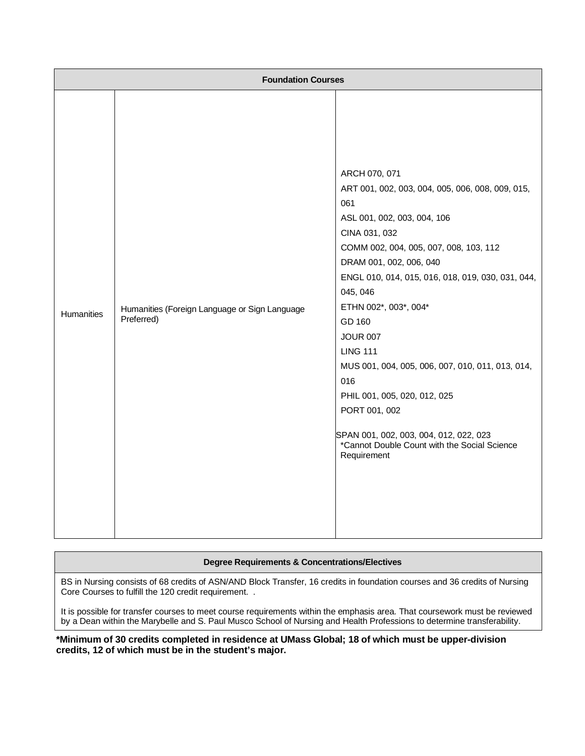| Foundation Courses | | |
|---|---|---|
| Humanities | Humanities (Foreign Language or Sign Language Preferred) | ARCH 070, 071<br>ART 001, 002, 003, 004, 005, 006, 008, 009, 015, 061<br>ASL 001, 002, 003, 004, 106<br>CINA 031, 032<br>COMM 002, 004, 005, 007, 008, 103, 112<br>DRAM 001, 002, 006, 040<br>ENGL 010, 014, 015, 016, 018, 019, 030, 031, 044, 045, 046<br>ETHN 002*, 003*, 004*<br>GD 160<br>JOUR 007<br>LING 111<br>MUS 001, 004, 005, 006, 007, 010, 011, 013, 014, 016<br>PHIL 001, 005, 020, 012, 025<br>PORT 001, 002<br>SPAN 001, 002, 003, 004, 012, 022, 023<br>*Cannot Double Count with the Social Science Requirement |

| Degree Requirements & Concentrations/Electives |
|---|
| BS in Nursing consists of 68 credits of ASN/AND Block Transfer, 16 credits in foundation courses and 36 credits of Nursing Core Courses to fulfill the 120 credit requirement. . |
| It is possible for transfer courses to meet course requirements within the emphasis area. That coursework must be reviewed by a Dean within the Marybelle and S. Paul Musco School of Nursing and Health Professions to determine transferability. |

**\*Minimum of 30 credits completed in residence at UMass Global; 18 of which must be upper-division credits, 12 of which must be in the student's major.**